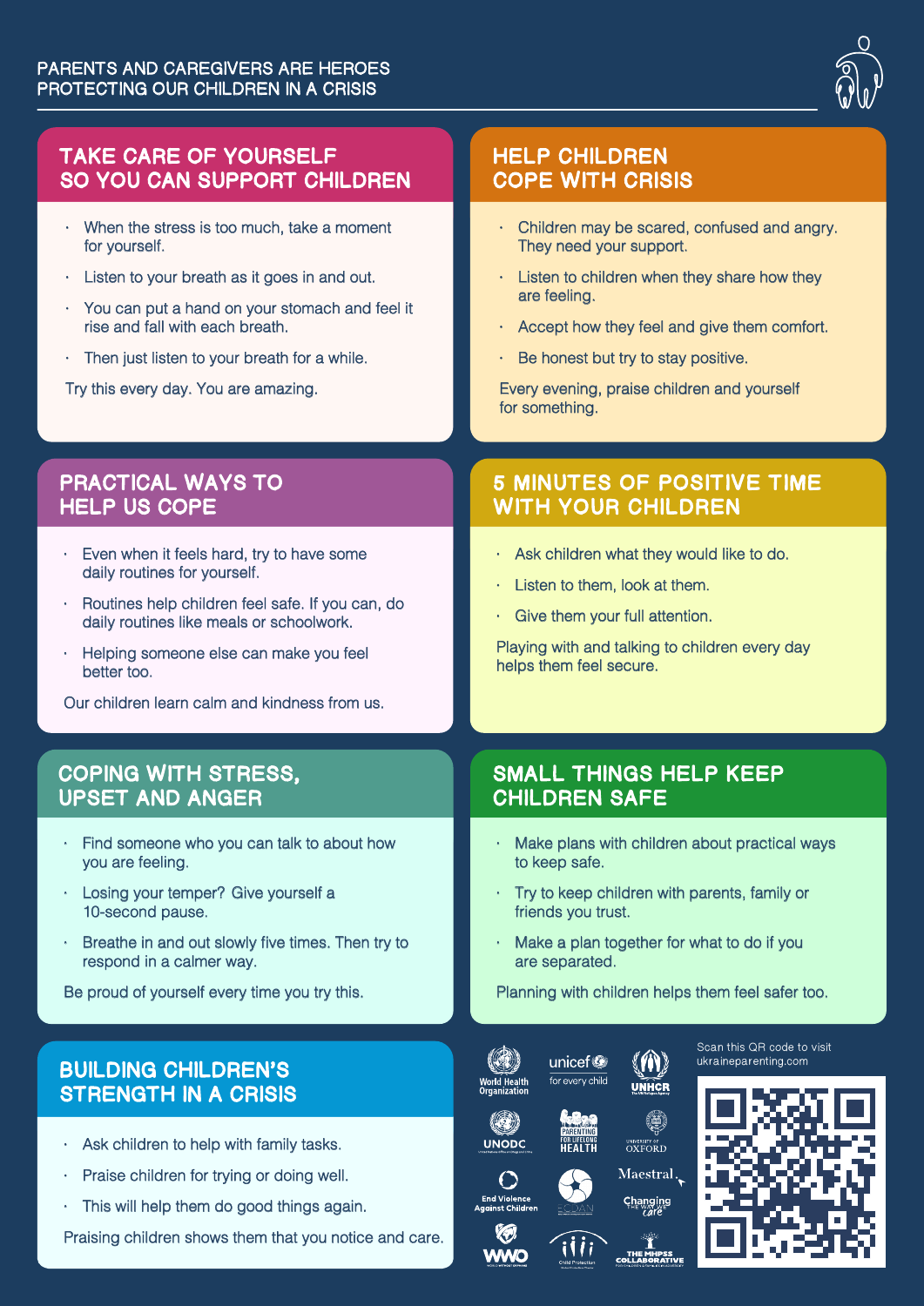# PARENTS AND CAREGIVERS ARE HEROES PROTECTING OUR CHILDREN IN A CRISIS

## TAKE CARE OF YOURSELF SO YOU CAN SUPPORT CHILDREN

- When the stress is too much, take a moment for yourself.
- Listen to your breath as it goes in and out.
- You can put a hand on your stomach and feel it rise and fall with each breath.
- Then just listen to your breath for a while.

Try this every day. You are amazing.

## HELP CHILDREN COPE WITH CRISIS

- Children may be scared, confused and angry. They need your support.
- Listen to children when they share how they are feeling.
- Accept how they feel and give them comfort.
- Be honest but try to stay positive.

Every evening, praise children and yourself for something.

## PRACTICAL WAYS TO HELP US COPE

- Even when it feels hard, try to have some daily routines for yourself.
- Routines help children feel safe. If you can, do daily routines like meals or schoolwork.
- Helping someone else can make you feel better too.

Our children learn calm and kindness from us.

## 5 MINUTES OF POSITIVE TIME WITH YOUR CHILDREN

- Ask children what they would like to do.
- Listen to them, look at them.
- Give them your full attention.

Playing with and talking to children every day helps them feel secure.

## COPING WITH STRESS, UPSET AND ANGER

- Find someone who you can talk to about how you are feeling.
- Losing your temper? Give yourself a 10-second pause.
- Breathe in and out slowly five times. Then try to respond in a calmer way.

Be proud of yourself every time you try this.

## SMALL THINGS HELP KEEP CHILDREN SAFE

- Make plans with children about practical ways to keep safe.
- Try to keep children with parents, family or friends you trust.
- Make a plan together for what to do if you are separated.

Planning with children helps them feel safer too.

## BUILDING CHILDREN'S STRENGTH IN A CRISIS

- Ask children to help with family tasks.
- Praise children for trying or doing well.
- This will help them do good things again.

Praising children shows them that you notice and care.

World Health Organization · unicef for every child · UNHCR · UNODC · Parenting for Lifelong Health · University of Oxford · End Violence Against Children · ECDAN · Maestral · Changing the Way We Care · WWO · Child Protection · The MHPSS Collaborative

Scan this QR code to visit ukraineparenting.com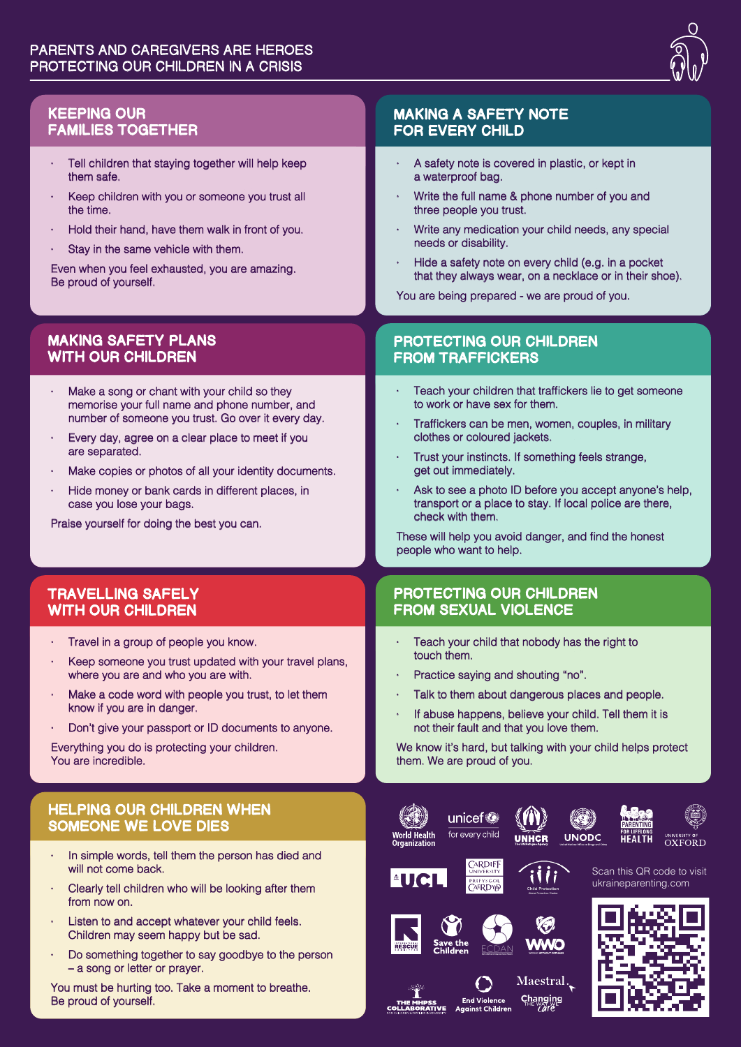# PARENTS AND CAREGIVERS ARE HEROES PROTECTING OUR CHILDREN IN A CRISIS

## KEEPING OUR FAMILIES TOGETHER

- Tell children that staying together will help keep them safe.
- Keep children with you or someone you trust all the time.
- Hold their hand, have them walk in front of you.
- Stay in the same vehicle with them.

Even when you feel exhausted, you are amazing. Be proud of yourself.

## MAKING A SAFETY NOTE FOR EVERY CHILD

- A safety note is covered in plastic, or kept in a waterproof bag.
- Write the full name & phone number of you and three people you trust.
- Write any medication your child needs, any special needs or disability.
- Hide a safety note on every child (e.g. in a pocket that they always wear, on a necklace or in their shoe).

You are being prepared - we are proud of you.

## MAKING SAFETY PLANS WITH OUR CHILDREN

- Make a song or chant with your child so they memorise your full name and phone number, and number of someone you trust. Go over it every day.
- Every day, agree on a clear place to meet if you are separated.
- Make copies or photos of all your identity documents.
- Hide money or bank cards in different places, in case you lose your bags.

Praise yourself for doing the best you can.

## PROTECTING OUR CHILDREN FROM TRAFFICKERS

- Teach your children that traffickers lie to get someone to work or have sex for them.
- Traffickers can be men, women, couples, in military clothes or coloured jackets.
- Trust your instincts. If something feels strange, get out immediately.
- Ask to see a photo ID before you accept anyone's help, transport or a place to stay. If local police are there, check with them.

These will help you avoid danger, and find the honest people who want to help.

## TRAVELLING SAFELY WITH OUR CHILDREN

- Travel in a group of people you know.
- Keep someone you trust updated with your travel plans, where you are and who you are with.
- Make a code word with people you trust, to let them know if you are in danger.
- Don't give your passport or ID documents to anyone.

Everything you do is protecting your children. You are incredible.

## PROTECTING OUR CHILDREN FROM SEXUAL VIOLENCE

- Teach your child that nobody has the right to touch them.
- Practice saying and shouting "no".
- Talk to them about dangerous places and people.
- If abuse happens, believe your child. Tell them it is not their fault and that you love them.

We know it's hard, but talking with your child helps protect them. We are proud of you.

## HELPING OUR CHILDREN WHEN SOMEONE WE LOVE DIES

- In simple words, tell them the person has died and will not come back.
- Clearly tell children who will be looking after them from now on.
- Listen to and accept whatever your child feels. Children may seem happy but be sad.
- Do something together to say goodbye to the person – a song or letter or prayer.

You must be hurting too. Take a moment to breathe. Be proud of yourself.

World Health Organization · unicef for every child · UNHCR · UNODC · Parenting for Lifelong Health · University of Oxford · UCL · Cardiff University · Child Protection · International Rescue Committee · Save the Children · ECDAN · WWO · The MHPSS Collaborative · End Violence Against Children · Maestral · Changing the Way We Care

Scan this QR code to visit ukraineparenting.com